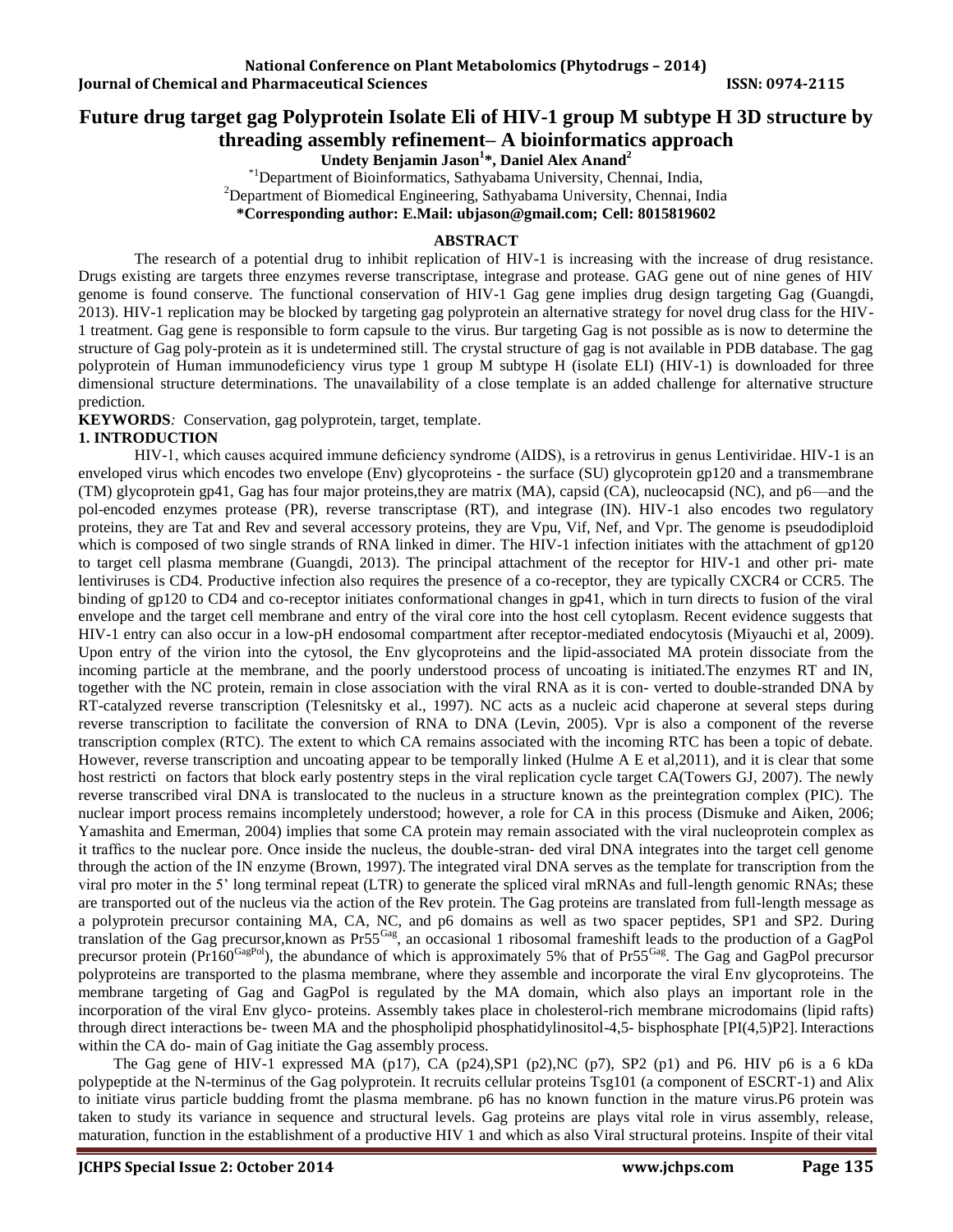# Future drug target gag Polyprotein Isolate Eli of HIV-1 group M subtype H 3D structure by threading assembly refinement– A bioinformatics approach

**Undety Benjamin Jason[1]*, Daniel Alex Anand[2]**

[*1]Department of Bioinformatics, Sathyabama University, Chennai, India,
[2]Department of Biomedical Engineering, Sathyabama University, Chennai, India
**\*Corresponding author: E.Mail: ubjason@gmail.com; Cell: 8015819602**

## ABSTRACT

The research of a potential drug to inhibit replication of HIV-1 is increasing with the increase of drug resistance. Drugs existing are targets three enzymes reverse transcriptase, integrase and protease. GAG gene out of nine genes of HIV genome is found conserve. The functional conservation of HIV-1 Gag gene implies drug design targeting Gag (Guangdi, 2013). HIV-1 replication may be blocked by targeting gag polyprotein an alternative strategy for novel drug class for the HIV-1 treatment. Gag gene is responsible to form capsule to the virus. Bur targeting Gag is not possible as is now to determine the structure of Gag poly-protein as it is undetermined still. The crystal structure of gag is not available in PDB database. The gag polyprotein of Human immunodeficiency virus type 1 group M subtype H (isolate ELI) (HIV-1) is downloaded for three dimensional structure determinations. The unavailability of a close template is an added challenge for alternative structure prediction.

**KEYWORDS***:* Conservation, gag polyprotein, target, template.

## 1. INTRODUCTION

HIV-1, which causes acquired immune deficiency syndrome (AIDS), is a retrovirus in genus Lentiviridae. HIV-1 is an enveloped virus which encodes two envelope (Env) glycoproteins - the surface (SU) glycoprotein gp120 and a transmembrane (TM) glycoprotein gp41, Gag has four major proteins,they are matrix (MA), capsid (CA), nucleocapsid (NC), and p6—and the pol-encoded enzymes protease (PR), reverse transcriptase (RT), and integrase (IN). HIV-1 also encodes two regulatory proteins, they are Tat and Rev and several accessory proteins, they are Vpu, Vif, Nef, and Vpr. The genome is pseudodiploid which is composed of two single strands of RNA linked in dimer. The HIV-1 infection initiates with the attachment of gp120 to target cell plasma membrane (Guangdi, 2013). The principal attachment of the receptor for HIV-1 and other pri- mate lentiviruses is CD4. Productive infection also requires the presence of a co-receptor, they are typically CXCR4 or CCR5. The binding of gp120 to CD4 and co-receptor initiates conformational changes in gp41, which in turn directs to fusion of the viral envelope and the target cell membrane and entry of the viral core into the host cell cytoplasm. Recent evidence suggests that HIV-1 entry can also occur in a low-pH endosomal compartment after receptor-mediated endocytosis (Miyauchi et al, 2009). Upon entry of the virion into the cytosol, the Env glycoproteins and the lipid-associated MA protein dissociate from the incoming particle at the membrane, and the poorly understood process of uncoating is initiated.The enzymes RT and IN, together with the NC protein, remain in close association with the viral RNA as it is con- verted to double-stranded DNA by RT-catalyzed reverse transcription (Telesnitsky et al., 1997). NC acts as a nucleic acid chaperone at several steps during reverse transcription to facilitate the conversion of RNA to DNA (Levin, 2005). Vpr is also a component of the reverse transcription complex (RTC). The extent to which CA remains associated with the incoming RTC has been a topic of debate. However, reverse transcription and uncoating appear to be temporally linked (Hulme A E et al,2011), and it is clear that some host restricti on factors that block early postentry steps in the viral replication cycle target CA(Towers GJ, 2007). The newly reverse transcribed viral DNA is translocated to the nucleus in a structure known as the preintegration complex (PIC). The nuclear import process remains incompletely understood; however, a role for CA in this process (Dismuke and Aiken, 2006; Yamashita and Emerman, 2004) implies that some CA protein may remain associated with the viral nucleoprotein complex as it traffics to the nuclear pore. Once inside the nucleus, the double-stran- ded viral DNA integrates into the target cell genome through the action of the IN enzyme (Brown, 1997). The integrated viral DNA serves as the template for transcription from the viral pro moter in the 5' long terminal repeat (LTR) to generate the spliced viral mRNAs and full-length genomic RNAs; these are transported out of the nucleus via the action of the Rev protein. The Gag proteins are translated from full-length message as a polyprotein precursor containing MA, CA, NC, and p6 domains as well as two spacer peptides, SP1 and SP2. During translation of the Gag precursor,known as $Pr55^{Gag}$, an occasional 1 ribosomal frameshift leads to the production of a GagPol precursor protein ($Pr160^{GagPol}$), the abundance of which is approximately 5% that of $Pr55^{Gag}$. The Gag and GagPol precursor polyproteins are transported to the plasma membrane, where they assemble and incorporate the viral Env glycoproteins. The membrane targeting of Gag and GagPol is regulated by the MA domain, which also plays an important role in the incorporation of the viral Env glyco- proteins. Assembly takes place in cholesterol-rich membrane microdomains (lipid rafts) through direct interactions be- tween MA and the phospholipid phosphatidylinositol-4,5- bisphosphate [PI(4,5)P2]. Interactions within the CA do- main of Gag initiate the Gag assembly process.

The Gag gene of HIV-1 expressed MA (p17), CA (p24),SP1 (p2),NC (p7), SP2 (p1) and P6. HIV p6 is a 6 kDa polypeptide at the N-terminus of the Gag polyprotein. It recruits cellular proteins Tsg101 (a component of ESCRT-1) and Alix to initiate virus particle budding fromt the plasma membrane. p6 has no known function in the mature virus.P6 protein was taken to study its variance in sequence and structural levels. Gag proteins are plays vital role in virus assembly, release, maturation, function in the establishment of a productive HIV 1 and which as also Viral structural proteins. Inspite of their vital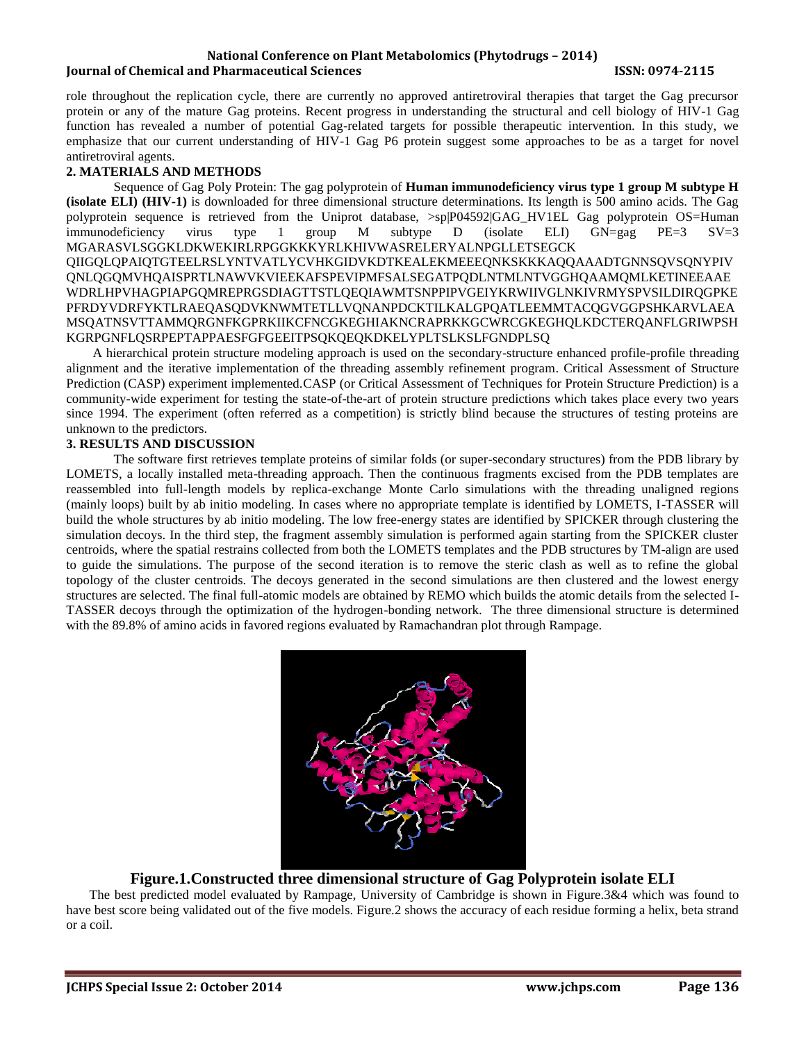role throughout the replication cycle, there are currently no approved antiretroviral therapies that target the Gag precursor protein or any of the mature Gag proteins. Recent progress in understanding the structural and cell biology of HIV-1 Gag function has revealed a number of potential Gag-related targets for possible therapeutic intervention. In this study, we emphasize that our current understanding of HIV-1 Gag P6 protein suggest some approaches to be as a target for novel antiretroviral agents.

## 2. MATERIALS AND METHODS

Sequence of Gag Poly Protein: The gag polyprotein of **Human immunodeficiency virus type 1 group M subtype H (isolate ELI) (HIV-1)** is downloaded for three dimensional structure determinations. Its length is 500 amino acids. The Gag polyprotein sequence is retrieved from the Uniprot database, >sp|P04592|GAG_HV1EL Gag polyprotein OS=Human immunodeficiency virus type 1 group M subtype D (isolate ELI) GN=gag PE=3 SV=3
MGARASVLSGGKLDKWEKIRLRPGGKKKYRLKHIVWASRELERYALNPGLLETSEGCK
QIIGQLQPAIQTGTEELRSLYNTVATLYCVHKGIDVKDTKEALEKMEEEQNKSKKKAQQAAADTGNNSQVSQNYPIV
QNLQGQMVHQAISPRTLNAWVKVIEEKAFSPEVIPMFSALSEGATPQDLNTMLNTVGGHQAAMQMLKETINEEAAE
WDRLHPVHAGPIAPGQMREPRGSDIAGTTSTLQEQIAWMTSNPPIPVGEIYKRWIIVGLNKIVRMYSPVSILDIRQGPKE
PFRDYVDRFYKTLRAEQASQDVKNWMTETLLVQNANPDCKTILKALGPQATLEEMMTACQGVGGPSHKARVLAEA
MSQATNSVTTAMMQRGNFKGPRKIIKCFNCGKEGHIAKNCRAPRKKGCWRCGKEGHQLKDCTERQANFLGRIWPSH
KGRPGNFLQSRPEPTAPPAESFGFGEEITPSQKQEQKDKELYPLTSLKSLFGNDPLSQ

A hierarchical protein structure modeling approach is used on the secondary-structure enhanced profile-profile threading alignment and the iterative implementation of the threading assembly refinement program. Critical Assessment of Structure Prediction (CASP) experiment implemented.CASP (or Critical Assessment of Techniques for Protein Structure Prediction) is a community-wide experiment for testing the state-of-the-art of protein structure predictions which takes place every two years since 1994. The experiment (often referred as a competition) is strictly blind because the structures of testing proteins are unknown to the predictors.

## 3. RESULTS AND DISCUSSION

The software first retrieves template proteins of similar folds (or super-secondary structures) from the PDB library by LOMETS, a locally installed meta-threading approach. Then the continuous fragments excised from the PDB templates are reassembled into full-length models by replica-exchange Monte Carlo simulations with the threading unaligned regions (mainly loops) built by ab initio modeling. In cases where no appropriate template is identified by LOMETS, I-TASSER will build the whole structures by ab initio modeling. The low free-energy states are identified by SPICKER through clustering the simulation decoys. In the third step, the fragment assembly simulation is performed again starting from the SPICKER cluster centroids, where the spatial restrains collected from both the LOMETS templates and the PDB structures by TM-align are used to guide the simulations. The purpose of the second iteration is to remove the steric clash as well as to refine the global topology of the cluster centroids. The decoys generated in the second simulations are then clustered and the lowest energy structures are selected. The final full-atomic models are obtained by REMO which builds the atomic details from the selected I-TASSER decoys through the optimization of the hydrogen-bonding network. The three dimensional structure is determined with the 89.8% of amino acids in favored regions evaluated by Ramachandran plot through Rampage.

**Figure.1.Constructed three dimensional structure of Gag Polyprotein isolate ELI**

The best predicted model evaluated by Rampage, University of Cambridge is shown in Figure.3&4 which was found to have best score being validated out of the five models. Figure.2 shows the accuracy of each residue forming a helix, beta strand or a coil.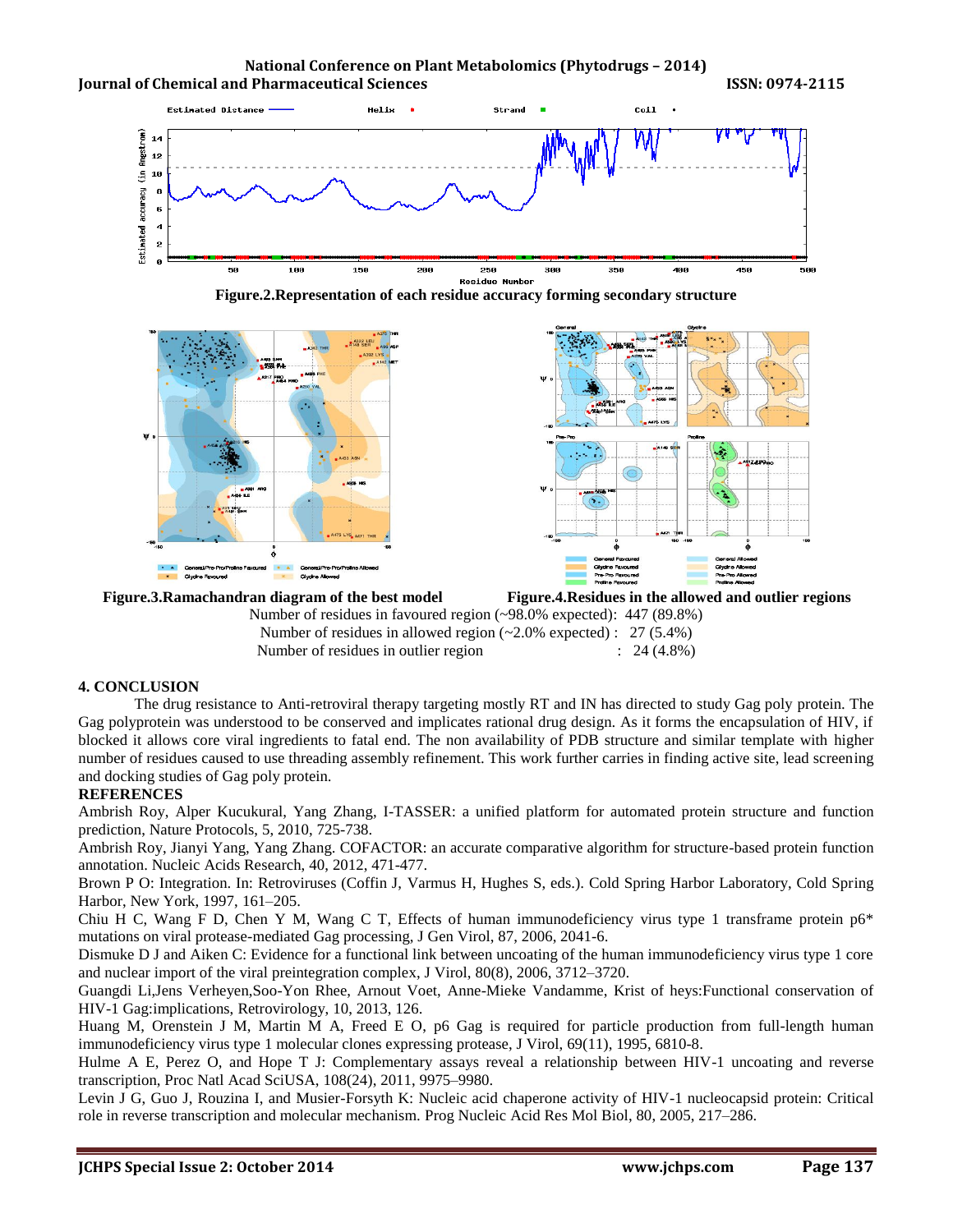Figure.2.Representation of each residue accuracy forming secondary structure

Figure.3.Ramachandran diagram of the best model

Figure.4.Residues in the allowed and outlier regions

Number of residues in favoured region (~98.0% expected): 447 (89.8%)
Number of residues in allowed region (~2.0% expected) : 27 (5.4%)
Number of residues in outlier region : 24 (4.8%)

## 4. CONCLUSION

The drug resistance to Anti-retroviral therapy targeting mostly RT and IN has directed to study Gag poly protein. The Gag polyprotein was understood to be conserved and implicates rational drug design. As it forms the encapsulation of HIV, if blocked it allows core viral ingredients to fatal end. The non availability of PDB structure and similar template with higher number of residues caused to use threading assembly refinement. This work further carries in finding active site, lead screening and docking studies of Gag poly protein.

## REFERENCES

Ambrish Roy, Alper Kucukural, Yang Zhang, I-TASSER: a unified platform for automated protein structure and function prediction, Nature Protocols, 5, 2010, 725-738.

Ambrish Roy, Jianyi Yang, Yang Zhang. COFACTOR: an accurate comparative algorithm for structure-based protein function annotation. Nucleic Acids Research, 40, 2012, 471-477.

Brown P O: Integration. In: Retroviruses (Coffin J, Varmus H, Hughes S, eds.). Cold Spring Harbor Laboratory, Cold Spring Harbor, New York, 1997, 161–205.

Chiu H C, Wang F D, Chen Y M, Wang C T, Effects of human immunodeficiency virus type 1 transframe protein p6* mutations on viral protease-mediated Gag processing, J Gen Virol, 87, 2006, 2041-6.

Dismuke D J and Aiken C: Evidence for a functional link between uncoating of the human immunodeficiency virus type 1 core and nuclear import of the viral preintegration complex, J Virol, 80(8), 2006, 3712–3720.

Guangdi Li,Jens Verheyen,Soo-Yon Rhee, Arnout Voet, Anne-Mieke Vandamme, Krist of heys:Functional conservation of HIV-1 Gag:implications, Retrovirology, 10, 2013, 126.

Huang M, Orenstein J M, Martin M A, Freed E O, p6 Gag is required for particle production from full-length human immunodeficiency virus type 1 molecular clones expressing protease, J Virol, 69(11), 1995, 6810-8.

Hulme A E, Perez O, and Hope T J: Complementary assays reveal a relationship between HIV-1 uncoating and reverse transcription, Proc Natl Acad SciUSA, 108(24), 2011, 9975–9980.

Levin J G, Guo J, Rouzina I, and Musier-Forsyth K: Nucleic acid chaperone activity of HIV-1 nucleocapsid protein: Critical role in reverse transcription and molecular mechanism. Prog Nucleic Acid Res Mol Biol, 80, 2005, 217–286.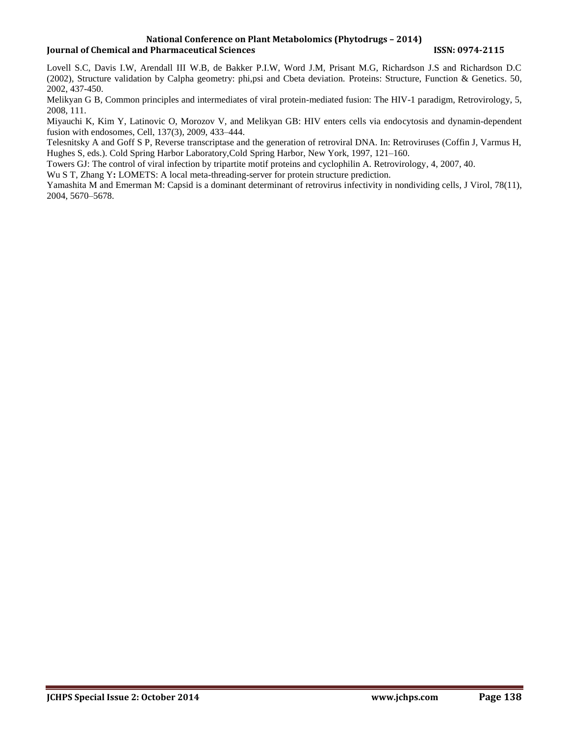Lovell S.C, Davis I.W, Arendall III W.B, de Bakker P.I.W, Word J.M, Prisant M.G, Richardson J.S and Richardson D.C (2002), Structure validation by Calpha geometry: phi,psi and Cbeta deviation. Proteins: Structure, Function & Genetics. 50, 2002, 437-450.

Melikyan G B, Common principles and intermediates of viral protein-mediated fusion: The HIV-1 paradigm, Retrovirology, 5, 2008, 111.

Miyauchi K, Kim Y, Latinovic O, Morozov V, and Melikyan GB: HIV enters cells via endocytosis and dynamin-dependent fusion with endosomes, Cell, 137(3), 2009, 433–444.

Telesnitsky A and Goff S P, Reverse transcriptase and the generation of retroviral DNA. In: Retroviruses (Coffin J, Varmus H, Hughes S, eds.). Cold Spring Harbor Laboratory,Cold Spring Harbor, New York, 1997, 121–160.

Towers GJ: The control of viral infection by tripartite motif proteins and cyclophilin A. Retrovirology, 4, 2007, 40.

Wu S T, Zhang Y**:** LOMETS: A local meta-threading-server for protein structure prediction.

Yamashita M and Emerman M: Capsid is a dominant determinant of retrovirus infectivity in nondividing cells, J Virol, 78(11), 2004, 5670–5678.